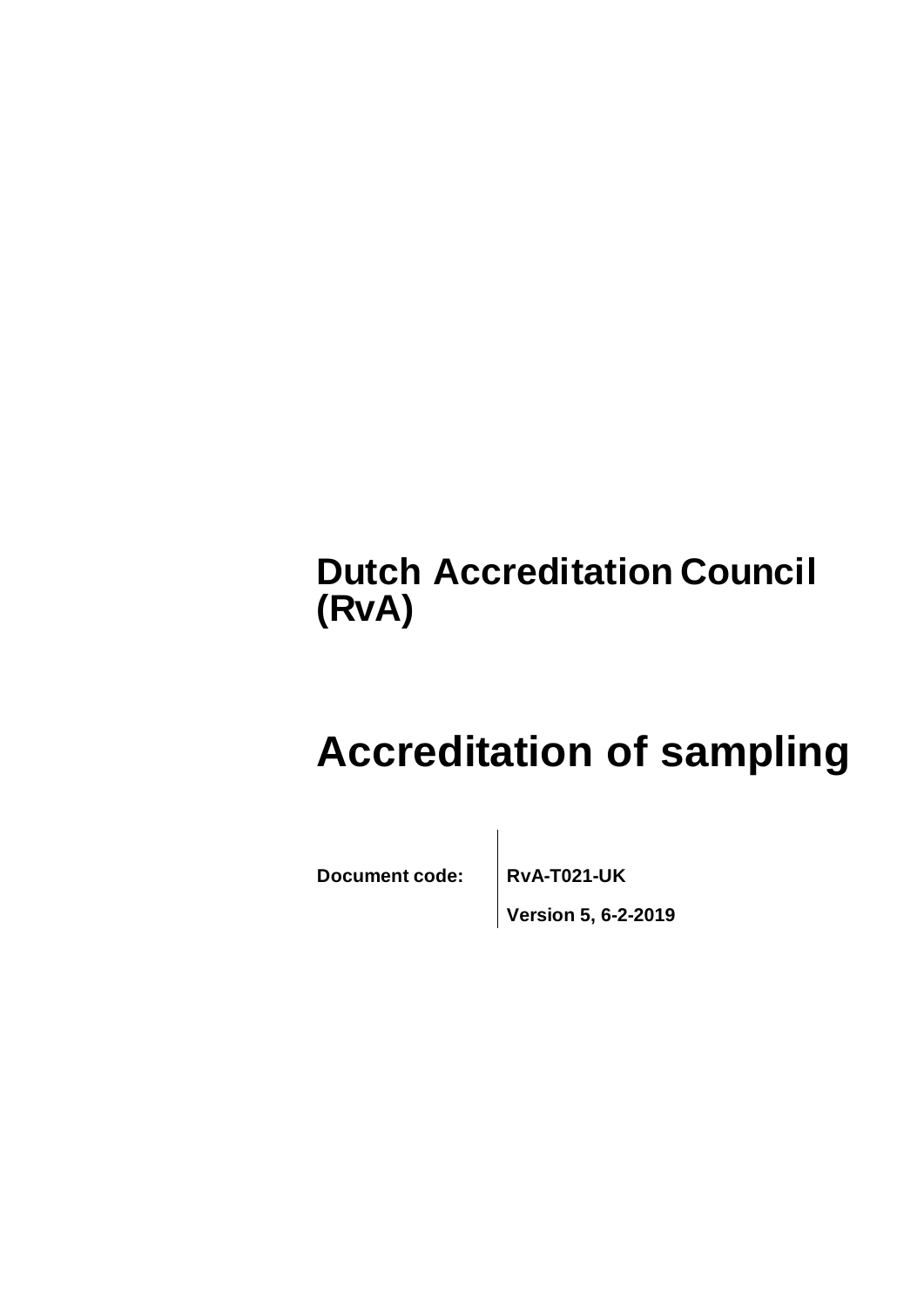# Dutch Accreditation Council (RvA)

# Accreditation of sampling

| **Document code:** | **RvA-T021-UK** |
| --- | --- |
| | **Version 5, 6-2-2019** |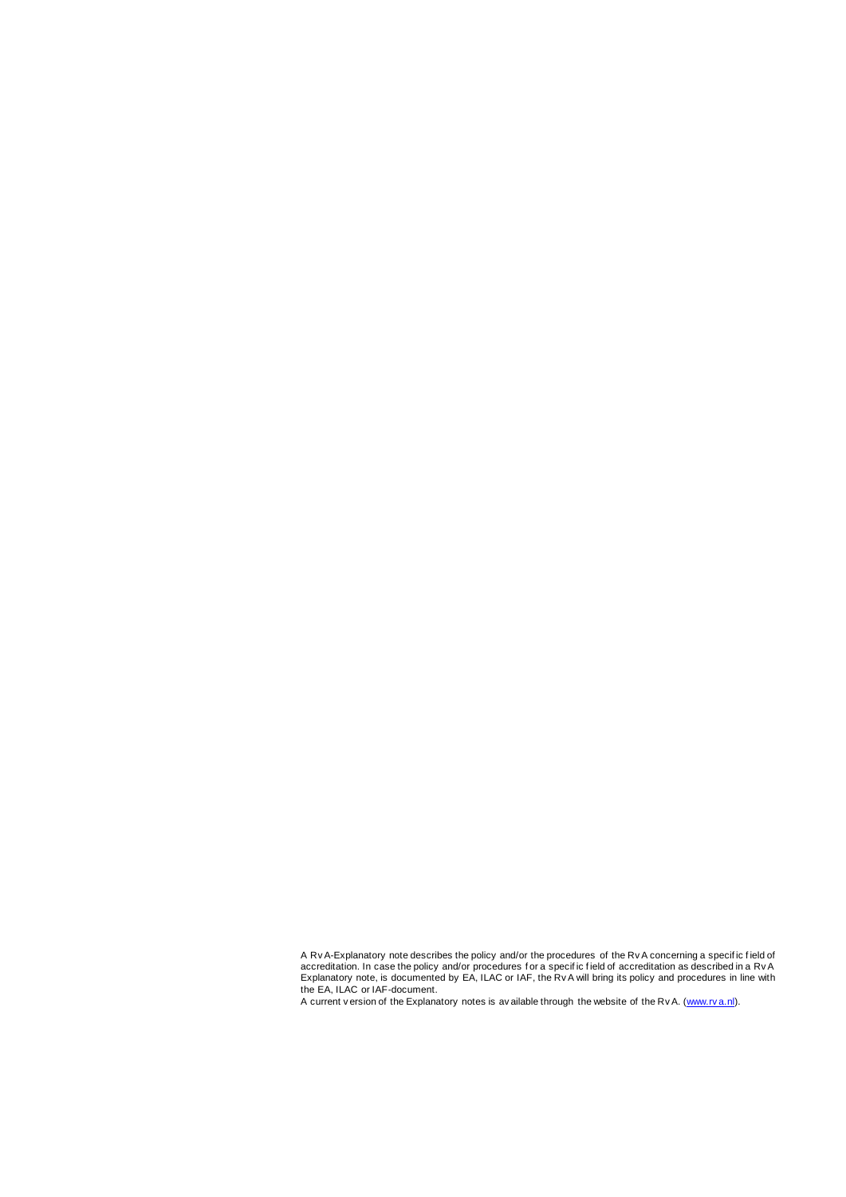A RvA-Explanatory note describes the policy and/or the procedures of the RvA concerning a specific field of accreditation. In case the policy and/or procedures for a specific field of accreditation as described in a RvA Explanatory note, is documented by EA, ILAC or IAF, the RvA will bring its policy and procedures in line with the EA, ILAC or IAF-document.

A current version of the Explanatory notes is available through the website of the RvA. (www.rva.nl).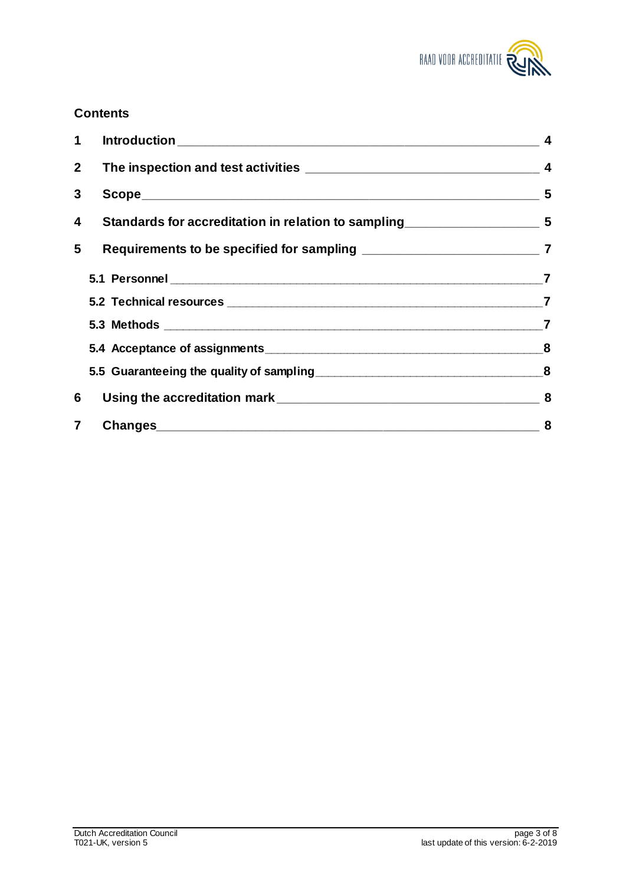## Contents

| | | |
|---|---|---|
| 1 | Introduction | 4 |
| 2 | The inspection and test activities | 4 |
| 3 | Scope | 5 |
| 4 | Standards for accreditation in relation to sampling | 5 |
| 5 | Requirements to be specified for sampling | 7 |
| | 5.1 Personnel | 7 |
| | 5.2 Technical resources | 7 |
| | 5.3 Methods | 7 |
| | 5.4 Acceptance of assignments | 8 |
| | 5.5 Guaranteeing the quality of sampling | 8 |
| 6 | Using the accreditation mark | 8 |
| 7 | Changes | 8 |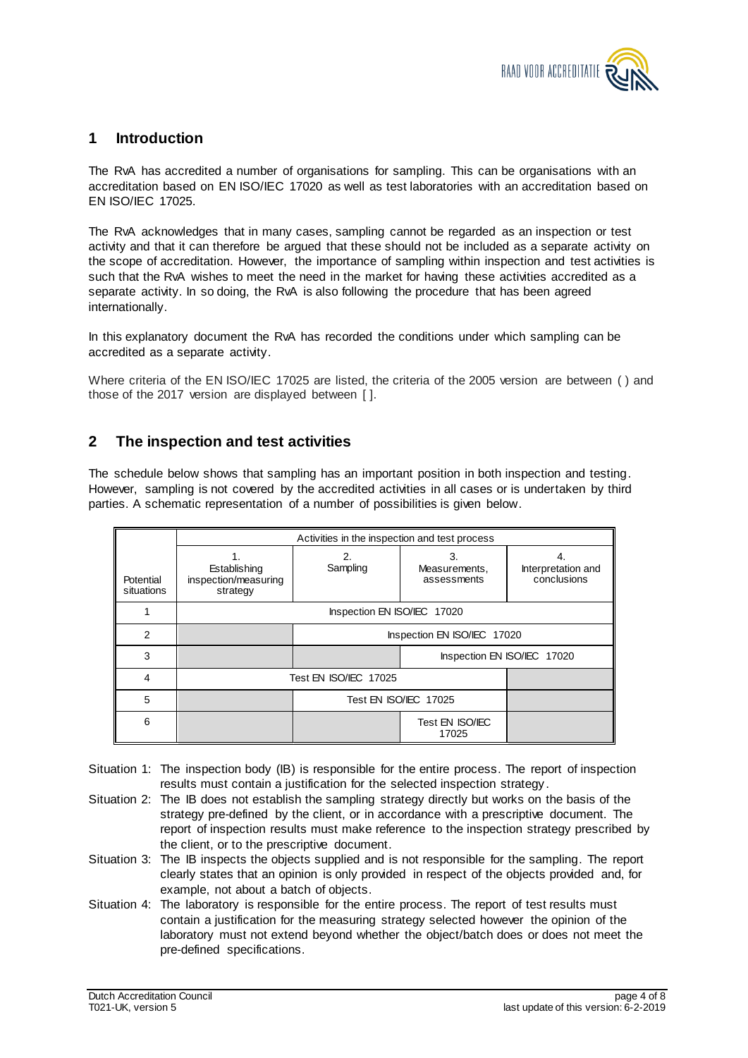## 1 Introduction

The RvA has accredited a number of organisations for sampling. This can be organisations with an accreditation based on EN ISO/IEC 17020 as well as test laboratories with an accreditation based on EN ISO/IEC 17025.

The RvA acknowledges that in many cases, sampling cannot be regarded as an inspection or test activity and that it can therefore be argued that these should not be included as a separate activity on the scope of accreditation. However, the importance of sampling within inspection and test activities is such that the RvA wishes to meet the need in the market for having these activities accredited as a separate activity. In so doing, the RvA is also following the procedure that has been agreed internationally.

In this explanatory document the RvA has recorded the conditions under which sampling can be accredited as a separate activity.

Where criteria of the EN ISO/IEC 17025 are listed, the criteria of the 2005 version are between ( ) and those of the 2017 version are displayed between [ ].

## 2 The inspection and test activities

The schedule below shows that sampling has an important position in both inspection and testing. However, sampling is not covered by the accredited activities in all cases or is undertaken by third parties. A schematic representation of a number of possibilities is given below.

| Potential situations | Activities in the inspection and test process | | | |
|---|---|---|---|---|
| | 1. Establishing inspection/measuring strategy | 2. Sampling | 3. Measurements, assessments | 4. Interpretation and conclusions |
| 1 | Inspection EN ISO/IEC 17020 | | | |
| 2 | | Inspection EN ISO/IEC 17020 | | |
| 3 | | | Inspection EN ISO/IEC 17020 | |
| 4 | Test EN ISO/IEC 17025 | | | |
| 5 | | Test EN ISO/IEC 17025 | | |
| 6 | | | Test EN ISO/IEC 17025 | |

Situation 1: The inspection body (IB) is responsible for the entire process. The report of inspection results must contain a justification for the selected inspection strategy.

Situation 2: The IB does not establish the sampling strategy directly but works on the basis of the strategy pre-defined by the client, or in accordance with a prescriptive document. The report of inspection results must make reference to the inspection strategy prescribed by the client, or to the prescriptive document.

Situation 3: The IB inspects the objects supplied and is not responsible for the sampling. The report clearly states that an opinion is only provided in respect of the objects provided and, for example, not about a batch of objects.

Situation 4: The laboratory is responsible for the entire process. The report of test results must contain a justification for the measuring strategy selected however the opinion of the laboratory must not extend beyond whether the object/batch does or does not meet the pre-defined specifications.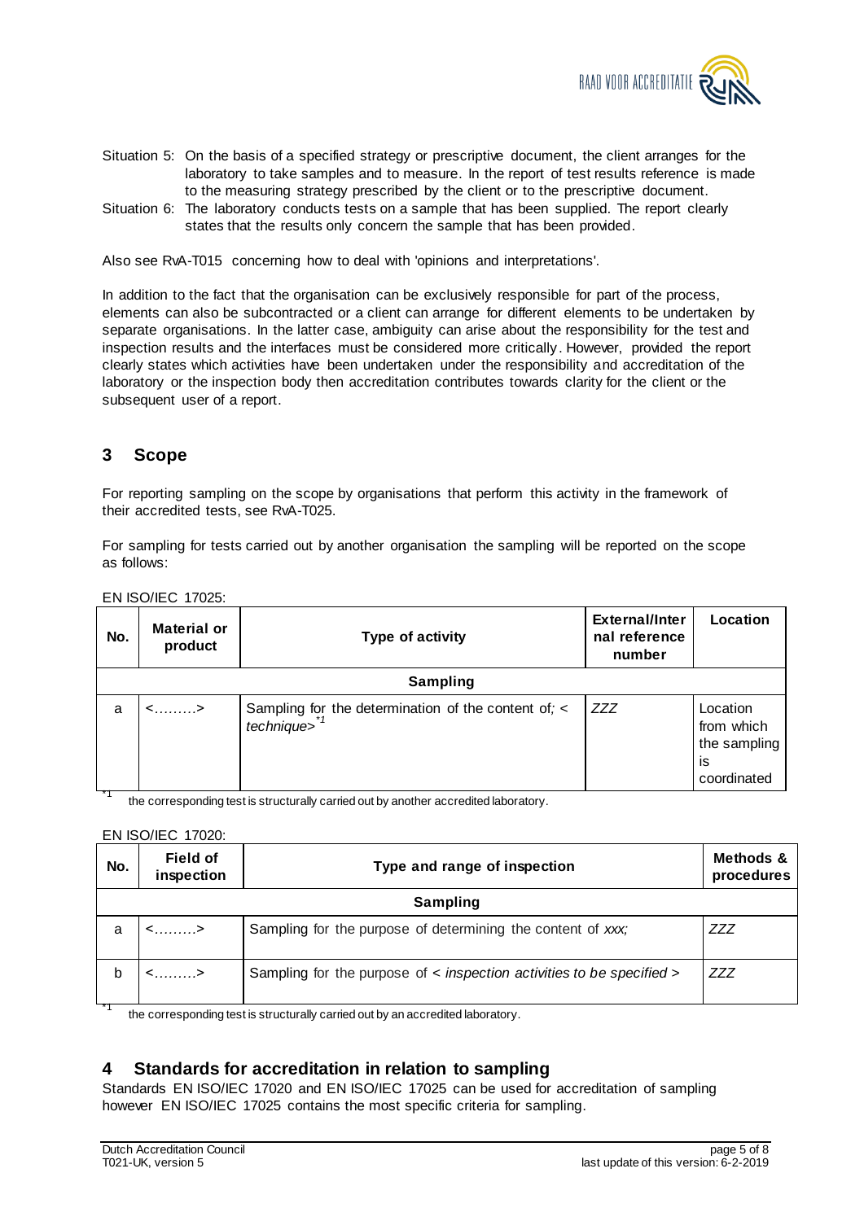Situation 5: On the basis of a specified strategy or prescriptive document, the client arranges for the laboratory to take samples and to measure. In the report of test results reference is made to the measuring strategy prescribed by the client or to the prescriptive document.

Situation 6: The laboratory conducts tests on a sample that has been supplied. The report clearly states that the results only concern the sample that has been provided.

Also see RvA-T015 concerning how to deal with 'opinions and interpretations'.

In addition to the fact that the organisation can be exclusively responsible for part of the process, elements can also be subcontracted or a client can arrange for different elements to be undertaken by separate organisations. In the latter case, ambiguity can arise about the responsibility for the test and inspection results and the interfaces must be considered more critically. However, provided the report clearly states which activities have been undertaken under the responsibility and accreditation of the laboratory or the inspection body then accreditation contributes towards clarity for the client or the subsequent user of a report.

## 3 Scope

For reporting sampling on the scope by organisations that perform this activity in the framework of their accredited tests, see RvA-T025.

For sampling for tests carried out by another organisation the sampling will be reported on the scope as follows:

EN ISO/IEC 17025:

| No. | Material or product | Type of activity | External/Internal reference number | Location |
|---|---|---|---|---|
| **Sampling** | | | | |
| a | <………> | Sampling for the determination of the content of; *< technique>*[*1] | *ZZZ* | Location from which the sampling is coordinated |

[*1] the corresponding test is structurally carried out by another accredited laboratory.

EN ISO/IEC 17020:

| No. | Field of inspection | Type and range of inspection | Methods & procedures |
|---|---|---|---|
| **Sampling** | | | |
| a | <………> | Sampling for the purpose of determining the content of *xxx;* | *ZZZ* |
| b | <………> | Sampling for the purpose of *< inspection activities to be specified >* | *ZZZ* |

[*1] the corresponding test is structurally carried out by an accredited laboratory.

## 4 Standards for accreditation in relation to sampling

Standards EN ISO/IEC 17020 and EN ISO/IEC 17025 can be used for accreditation of sampling however EN ISO/IEC 17025 contains the most specific criteria for sampling.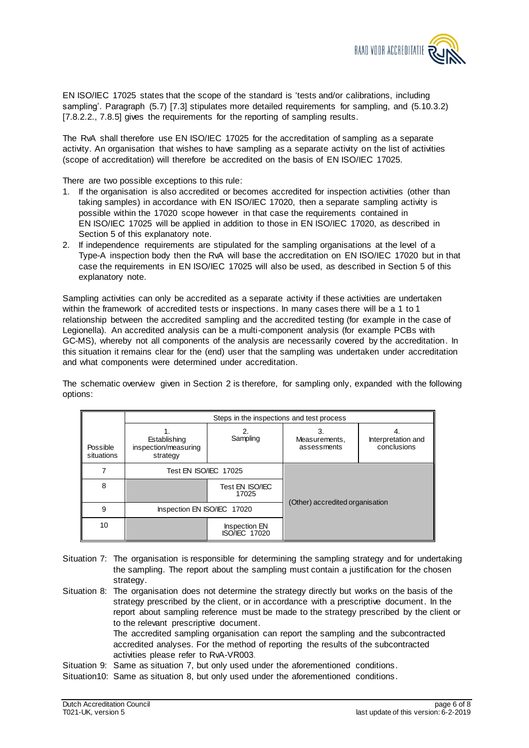EN ISO/IEC 17025 states that the scope of the standard is 'tests and/or calibrations, including sampling'. Paragraph (5.7) [7.3] stipulates more detailed requirements for sampling, and (5.10.3.2) [7.8.2.2., 7.8.5] gives the requirements for the reporting of sampling results.

The RvA shall therefore use EN ISO/IEC 17025 for the accreditation of sampling as a separate activity. An organisation that wishes to have sampling as a separate activity on the list of activities (scope of accreditation) will therefore be accredited on the basis of EN ISO/IEC 17025.

There are two possible exceptions to this rule:

1. If the organisation is also accredited or becomes accredited for inspection activities (other than taking samples) in accordance with EN ISO/IEC 17020, then a separate sampling activity is possible within the 17020 scope however in that case the requirements contained in EN ISO/IEC 17025 will be applied in addition to those in EN ISO/IEC 17020, as described in Section 5 of this explanatory note.
2. If independence requirements are stipulated for the sampling organisations at the level of a Type-A inspection body then the RvA will base the accreditation on EN ISO/IEC 17020 but in that case the requirements in EN ISO/IEC 17025 will also be used, as described in Section 5 of this explanatory note.

Sampling activities can only be accredited as a separate activity if these activities are undertaken within the framework of accredited tests or inspections. In many cases there will be a 1 to 1 relationship between the accredited sampling and the accredited testing (for example in the case of Legionella). An accredited analysis can be a multi-component analysis (for example PCBs with GC-MS), whereby not all components of the analysis are necessarily covered by the accreditation. In this situation it remains clear for the (end) user that the sampling was undertaken under accreditation and what components were determined under accreditation.

The schematic overview given in Section 2 is therefore, for sampling only, expanded with the following options:

| Possible situations | Steps in the inspections and test process | | | |
|---|---|---|---|---|
| | 1. Establishing inspection/measuring strategy | 2. Sampling | 3. Measurements, assessments | 4. Interpretation and conclusions |
| 7 | Test EN ISO/IEC 17025 | | (Other) accredited organisation | |
| 8 | | Test EN ISO/IEC 17025 | | |
| 9 | Inspection EN ISO/IEC 17020 | | | |
| 10 | | Inspection EN ISO/IEC 17020 | | |

Situation 7: The organisation is responsible for determining the sampling strategy and for undertaking the sampling. The report about the sampling must contain a justification for the chosen strategy.

Situation 8: The organisation does not determine the strategy directly but works on the basis of the strategy prescribed by the client, or in accordance with a prescriptive document. In the report about sampling reference must be made to the strategy prescribed by the client or to the relevant prescriptive document.
The accredited sampling organisation can report the sampling and the subcontracted accredited analyses. For the method of reporting the results of the subcontracted activities please refer to RvA-VR003.

Situation 9: Same as situation 7, but only used under the aforementioned conditions.

Situation10: Same as situation 8, but only used under the aforementioned conditions.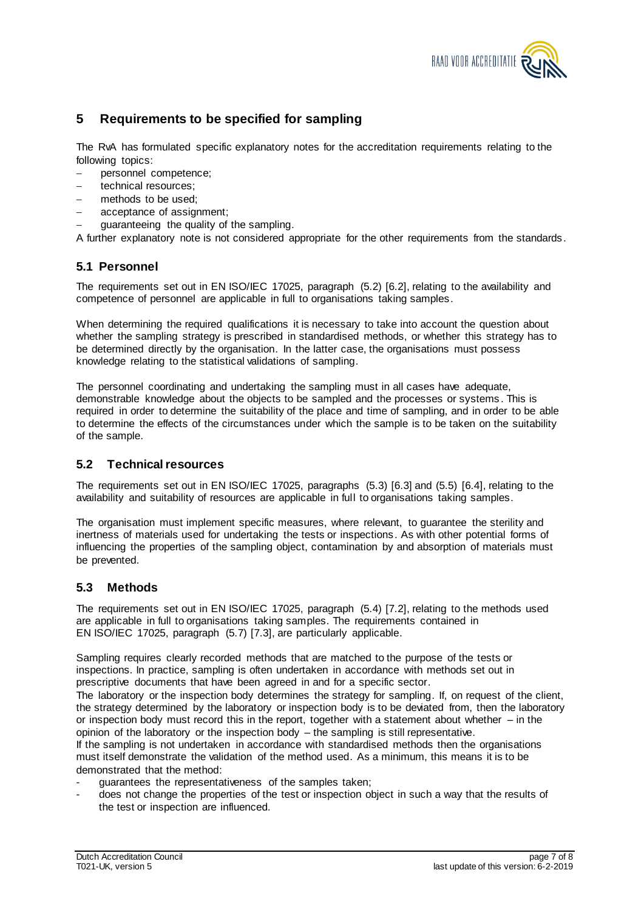## 5 Requirements to be specified for sampling

The RvA has formulated specific explanatory notes for the accreditation requirements relating to the following topics:

- personnel competence;
- technical resources;
- methods to be used;
- acceptance of assignment;
- guaranteeing the quality of the sampling.

A further explanatory note is not considered appropriate for the other requirements from the standards.

### 5.1 Personnel

The requirements set out in EN ISO/IEC 17025, paragraph (5.2) [6.2], relating to the availability and competence of personnel are applicable in full to organisations taking samples.

When determining the required qualifications it is necessary to take into account the question about whether the sampling strategy is prescribed in standardised methods, or whether this strategy has to be determined directly by the organisation. In the latter case, the organisations must possess knowledge relating to the statistical validations of sampling.

The personnel coordinating and undertaking the sampling must in all cases have adequate, demonstrable knowledge about the objects to be sampled and the processes or systems. This is required in order to determine the suitability of the place and time of sampling, and in order to be able to determine the effects of the circumstances under which the sample is to be taken on the suitability of the sample.

### 5.2 Technical resources

The requirements set out in EN ISO/IEC 17025, paragraphs (5.3) [6.3] and (5.5) [6.4], relating to the availability and suitability of resources are applicable in full to organisations taking samples.

The organisation must implement specific measures, where relevant, to guarantee the sterility and inertness of materials used for undertaking the tests or inspections. As with other potential forms of influencing the properties of the sampling object, contamination by and absorption of materials must be prevented.

### 5.3 Methods

The requirements set out in EN ISO/IEC 17025, paragraph (5.4) [7.2], relating to the methods used are applicable in full to organisations taking samples. The requirements contained in EN ISO/IEC 17025, paragraph (5.7) [7.3], are particularly applicable.

Sampling requires clearly recorded methods that are matched to the purpose of the tests or inspections. In practice, sampling is often undertaken in accordance with methods set out in prescriptive documents that have been agreed in and for a specific sector.

The laboratory or the inspection body determines the strategy for sampling. If, on request of the client, the strategy determined by the laboratory or inspection body is to be deviated from, then the laboratory or inspection body must record this in the report, together with a statement about whether – in the opinion of the laboratory or the inspection body – the sampling is still representative.

If the sampling is not undertaken in accordance with standardised methods then the organisations must itself demonstrate the validation of the method used. As a minimum, this means it is to be demonstrated that the method:

- guarantees the representativeness of the samples taken;
- does not change the properties of the test or inspection object in such a way that the results of the test or inspection are influenced.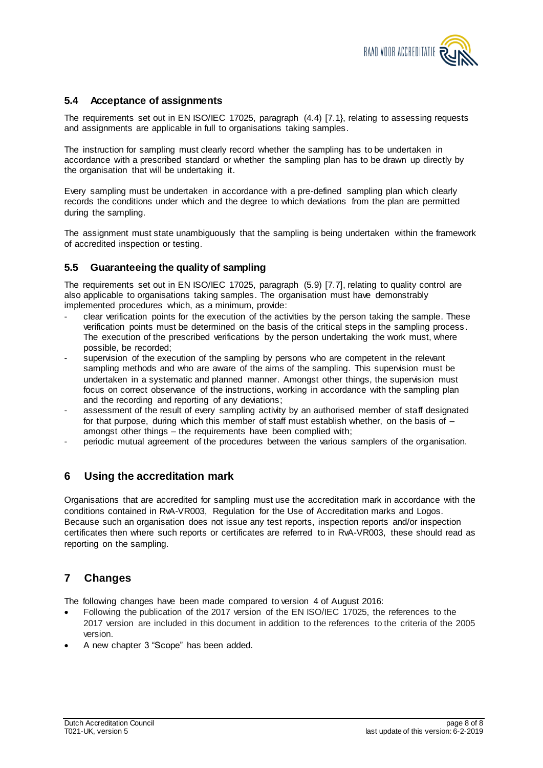### 5.4 Acceptance of assignments

The requirements set out in EN ISO/IEC 17025, paragraph (4.4) [7.1}, relating to assessing requests and assignments are applicable in full to organisations taking samples.

The instruction for sampling must clearly record whether the sampling has to be undertaken in accordance with a prescribed standard or whether the sampling plan has to be drawn up directly by the organisation that will be undertaking it.

Every sampling must be undertaken in accordance with a pre-defined sampling plan which clearly records the conditions under which and the degree to which deviations from the plan are permitted during the sampling.

The assignment must state unambiguously that the sampling is being undertaken within the framework of accredited inspection or testing.

### 5.5 Guaranteeing the quality of sampling

The requirements set out in EN ISO/IEC 17025, paragraph (5.9) [7.7], relating to quality control are also applicable to organisations taking samples. The organisation must have demonstrably implemented procedures which, as a minimum, provide:

- clear verification points for the execution of the activities by the person taking the sample. These verification points must be determined on the basis of the critical steps in the sampling process. The execution of the prescribed verifications by the person undertaking the work must, where possible, be recorded;
- supervision of the execution of the sampling by persons who are competent in the relevant sampling methods and who are aware of the aims of the sampling. This supervision must be undertaken in a systematic and planned manner. Amongst other things, the supervision must focus on correct observance of the instructions, working in accordance with the sampling plan and the recording and reporting of any deviations;
- assessment of the result of every sampling activity by an authorised member of staff designated for that purpose, during which this member of staff must establish whether, on the basis of – amongst other things – the requirements have been complied with;
- periodic mutual agreement of the procedures between the various samplers of the organisation.

## 6 Using the accreditation mark

Organisations that are accredited for sampling must use the accreditation mark in accordance with the conditions contained in RvA-VR003, Regulation for the Use of Accreditation marks and Logos. Because such an organisation does not issue any test reports, inspection reports and/or inspection certificates then where such reports or certificates are referred to in RvA-VR003, these should read as reporting on the sampling.

## 7 Changes

The following changes have been made compared to version 4 of August 2016:

- Following the publication of the 2017 version of the EN ISO/IEC 17025, the references to the 2017 version are included in this document in addition to the references to the criteria of the 2005 version.
- A new chapter 3 "Scope" has been added.